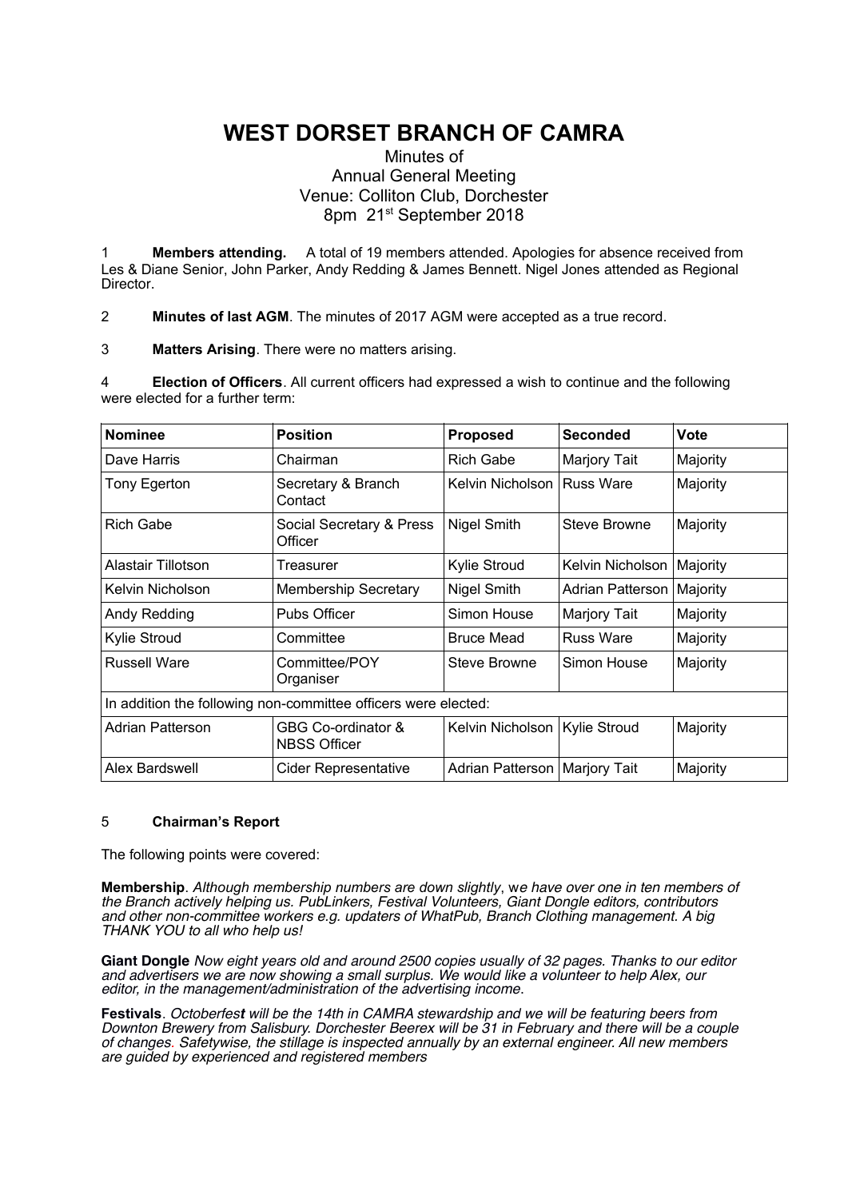# WEST DORSET BRANCH OF CAMRA

Minutes of
Annual General Meeting
Venue: Colliton Club, Dorchester
8pm 21st September 2018

1 **Members attending.** A total of 19 members attended. Apologies for absence received from Les & Diane Senior, John Parker, Andy Redding & James Bennett. Nigel Jones attended as Regional Director.

2 **Minutes of last AGM**. The minutes of 2017 AGM were accepted as a true record.

3 **Matters Arising**. There were no matters arising.

4 **Election of Officers**. All current officers had expressed a wish to continue and the following were elected for a further term:

| Nominee | Position | Proposed | Seconded | Vote |
|---|---|---|---|---|
| Dave Harris | Chairman | Rich Gabe | Marjory Tait | Majority |
| Tony Egerton | Secretary & Branch Contact | Kelvin Nicholson | Russ Ware | Majority |
| Rich Gabe | Social Secretary & Press Officer | Nigel Smith | Steve Browne | Majority |
| Alastair Tillotson | Treasurer | Kylie Stroud | Kelvin Nicholson | Majority |
| Kelvin Nicholson | Membership Secretary | Nigel Smith | Adrian Patterson | Majority |
| Andy Redding | Pubs Officer | Simon House | Marjory Tait | Majority |
| Kylie Stroud | Committee | Bruce Mead | Russ Ware | Majority |
| Russell Ware | Committee/POY Organiser | Steve Browne | Simon House | Majority |
| In addition the following non-committee officers were elected: | | | | |
| Adrian Patterson | GBG Co-ordinator & NBSS Officer | Kelvin Nicholson | Kylie Stroud | Majority |
| Alex Bardswell | Cider Representative | Adrian Patterson | Marjory Tait | Majority |

5 **Chairman's Report**

The following points were covered:

**Membership**. *Although membership numbers are down slightly, we have over one in ten members of the Branch actively helping us. PubLinkers, Festival Volunteers, Giant Dongle editors, contributors and other non-committee workers e.g. updaters of WhatPub, Branch Clothing management. A big THANK YOU to all who help us!*

**Giant Dongle** *Now eight years old and around 2500 copies usually of 32 pages. Thanks to our editor and advertisers we are now showing a small surplus. We would like a volunteer to help Alex, our editor, in the management/administration of the advertising income.*

**Festivals**. *Octoberfest will be the 14th in CAMRA stewardship and we will be featuring beers from Downton Brewery from Salisbury. Dorchester Beerex will be 31 in February and there will be a couple of changes. Safetywise, the stillage is inspected annually by an external engineer. All new members are guided by experienced and registered members*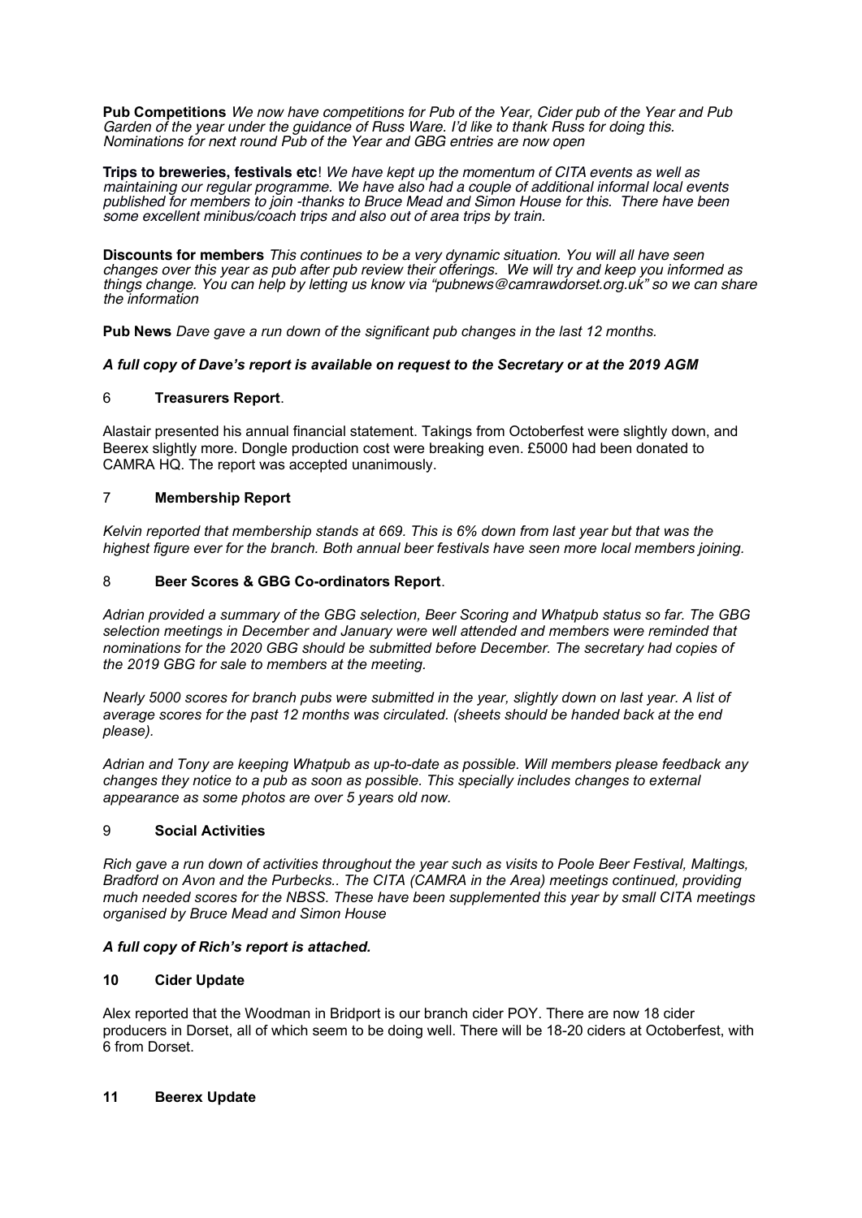**Pub Competitions** *We now have competitions for Pub of the Year, Cider pub of the Year and Pub Garden of the year under the guidance of Russ Ware. I'd like to thank Russ for doing this. Nominations for next round Pub of the Year and GBG entries are now open*

**Trips to breweries, festivals etc**! *We have kept up the momentum of CITA events as well as maintaining our regular programme. We have also had a couple of additional informal local events published for members to join -thanks to Bruce Mead and Simon House for this. There have been some excellent minibus/coach trips and also out of area trips by train.*

**Discounts for members** *This continues to be a very dynamic situation. You will all have seen changes over this year as pub after pub review their offerings. We will try and keep you informed as things change. You can help by letting us know via "pubnews@camrawdorset.org.uk" so we can share the information*

**Pub News** *Dave gave a run down of the significant pub changes in the last 12 months.*

***A full copy of Dave's report is available on request to the Secretary or at the 2019 AGM***

## 6 **Treasurers Report**.

Alastair presented his annual financial statement. Takings from Octoberfest were slightly down, and Beerex slightly more. Dongle production cost were breaking even. £5000 had been donated to CAMRA HQ. The report was accepted unanimously.

## 7 **Membership Report**

*Kelvin reported that membership stands at 669. This is 6% down from last year but that was the highest figure ever for the branch. Both annual beer festivals have seen more local members joining.*

## 8 **Beer Scores & GBG Co-ordinators Report**.

*Adrian provided a summary of the GBG selection, Beer Scoring and Whatpub status so far. The GBG selection meetings in December and January were well attended and members were reminded that nominations for the 2020 GBG should be submitted before December. The secretary had copies of the 2019 GBG for sale to members at the meeting.*

*Nearly 5000 scores for branch pubs were submitted in the year, slightly down on last year. A list of average scores for the past 12 months was circulated. (sheets should be handed back at the end please).*

*Adrian and Tony are keeping Whatpub as up-to-date as possible. Will members please feedback any changes they notice to a pub as soon as possible. This specially includes changes to external appearance as some photos are over 5 years old now.*

## 9 **Social Activities**

*Rich gave a run down of activities throughout the year such as visits to Poole Beer Festival, Maltings, Bradford on Avon and the Purbecks.. The CITA (CAMRA in the Area) meetings continued, providing much needed scores for the NBSS. These have been supplemented this year by small CITA meetings organised by Bruce Mead and Simon House*

***A full copy of Rich's report is attached.***

## 10 **Cider Update**

Alex reported that the Woodman in Bridport is our branch cider POY. There are now 18 cider producers in Dorset, all of which seem to be doing well. There will be 18-20 ciders at Octoberfest, with 6 from Dorset.

## 11 **Beerex Update**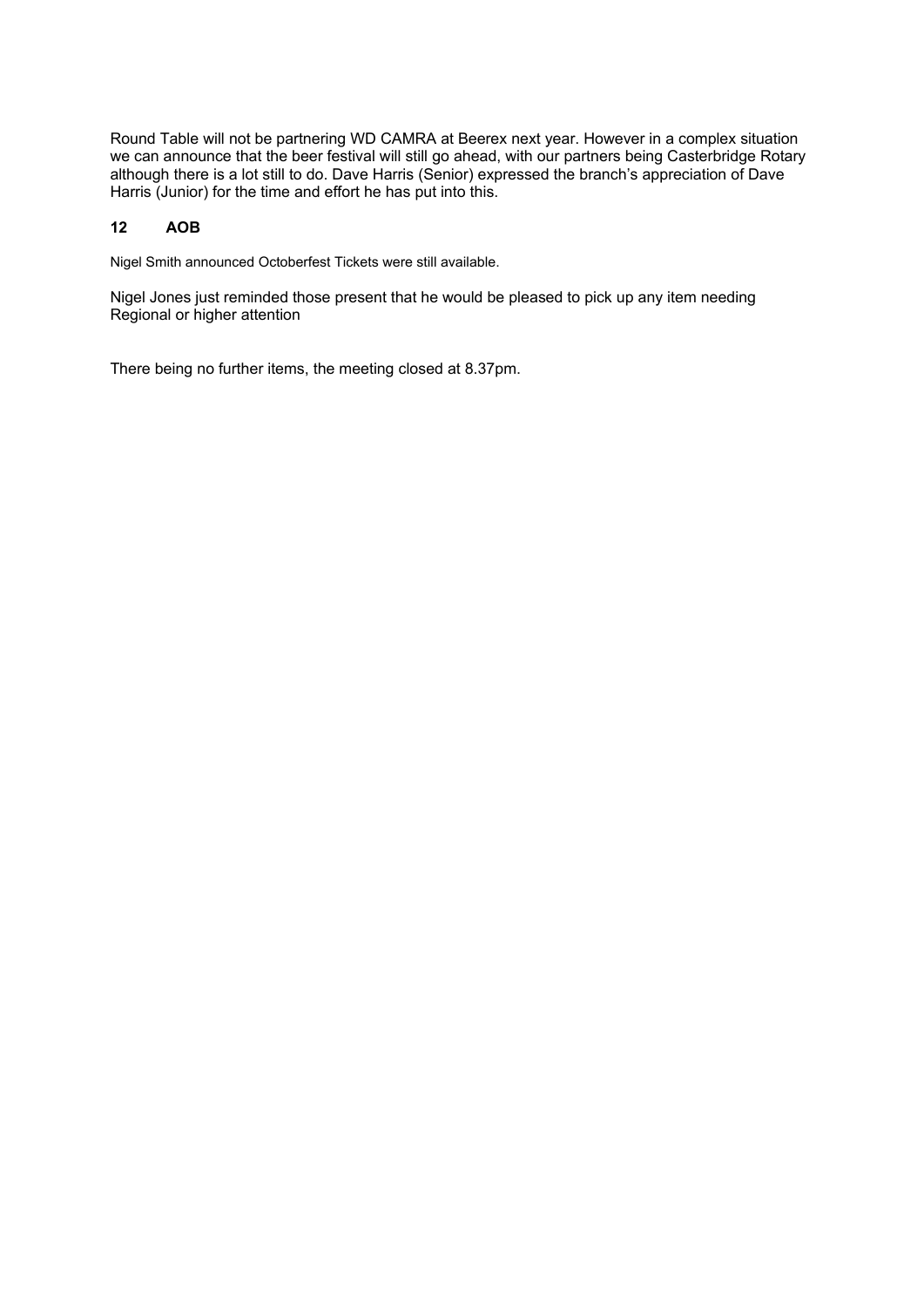Round Table will not be partnering WD CAMRA at Beerex next year. However in a complex situation we can announce that the beer festival will still go ahead, with our partners being Casterbridge Rotary although there is a lot still to do. Dave Harris (Senior) expressed the branch's appreciation of Dave Harris (Junior) for the time and effort he has put into this.

## 12 AOB

Nigel Smith announced Octoberfest Tickets were still available.

Nigel Jones just reminded those present that he would be pleased to pick up any item needing Regional or higher attention

There being no further items, the meeting closed at 8.37pm.